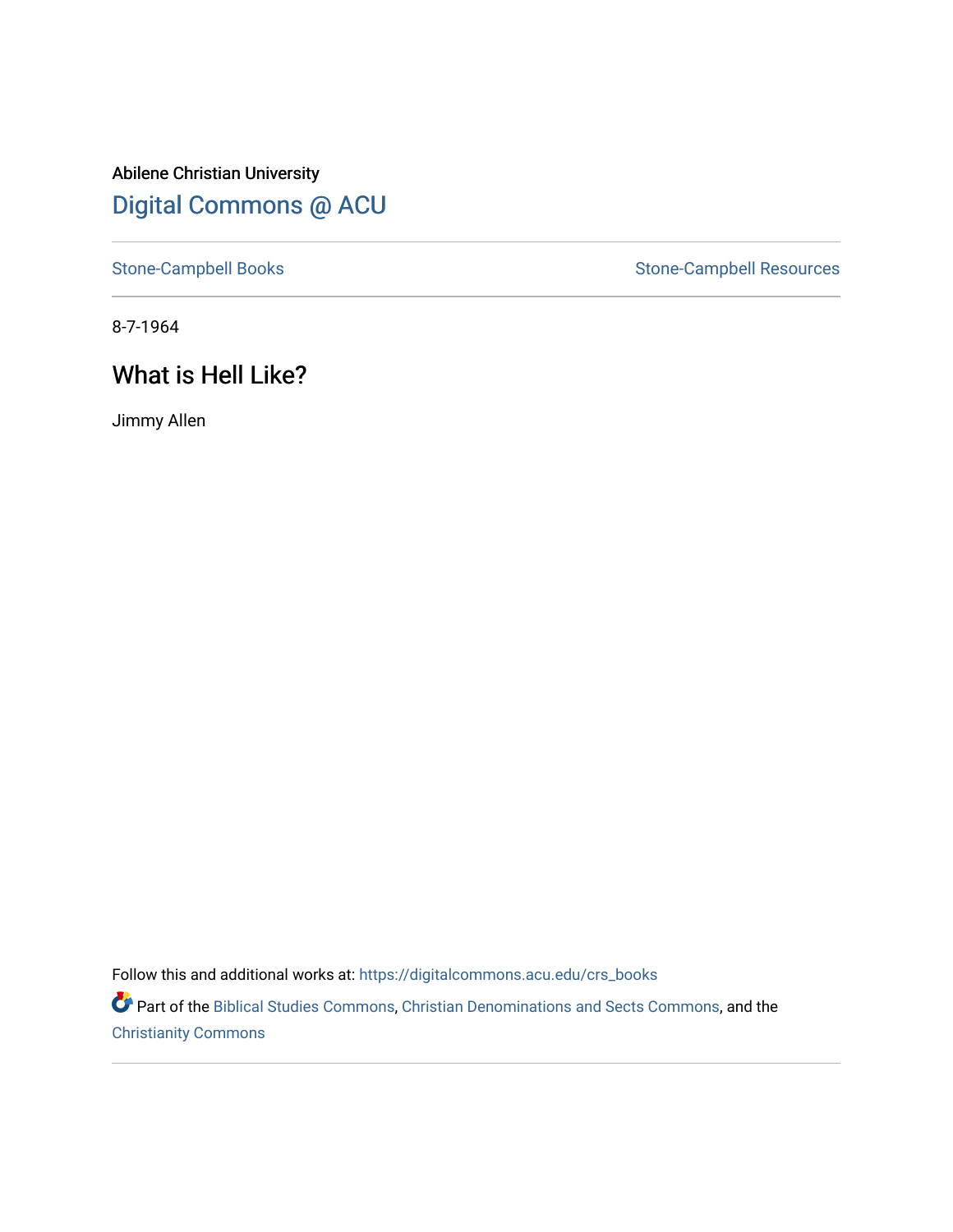Abilene Christian University

# Digital Commons @ ACU

Stone-Campbell Books

Stone-Campbell Resources

8-7-1964

## What is Hell Like?

Jimmy Allen

Follow this and additional works at: https://digitalcommons.acu.edu/crs_books

Part of the Biblical Studies Commons, Christian Denominations and Sects Commons, and the Christianity Commons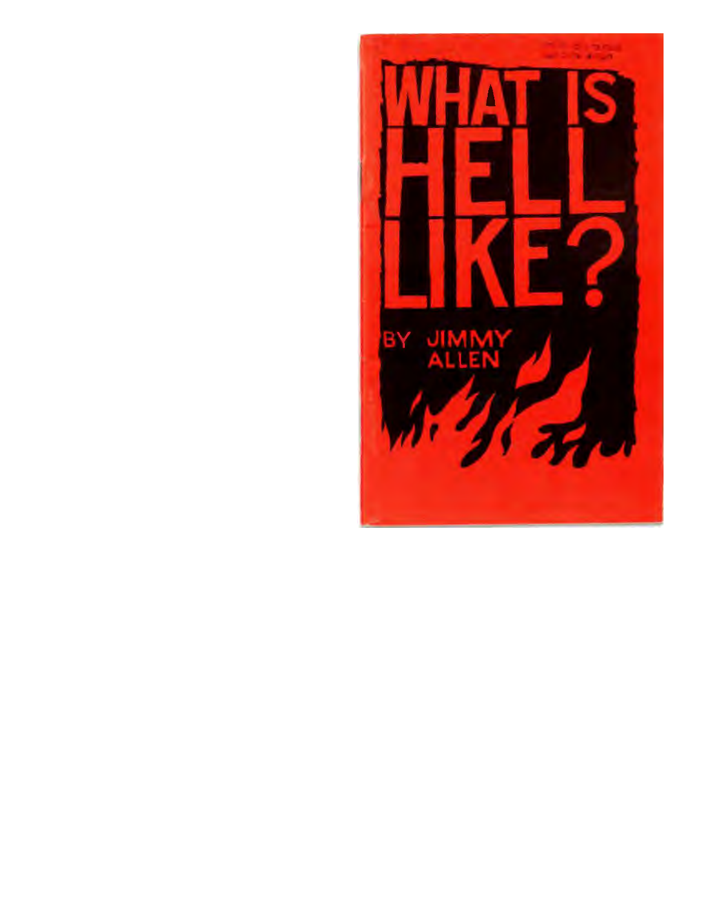# WHAT IS HELL LIKE?

BY JIMMY ALLEN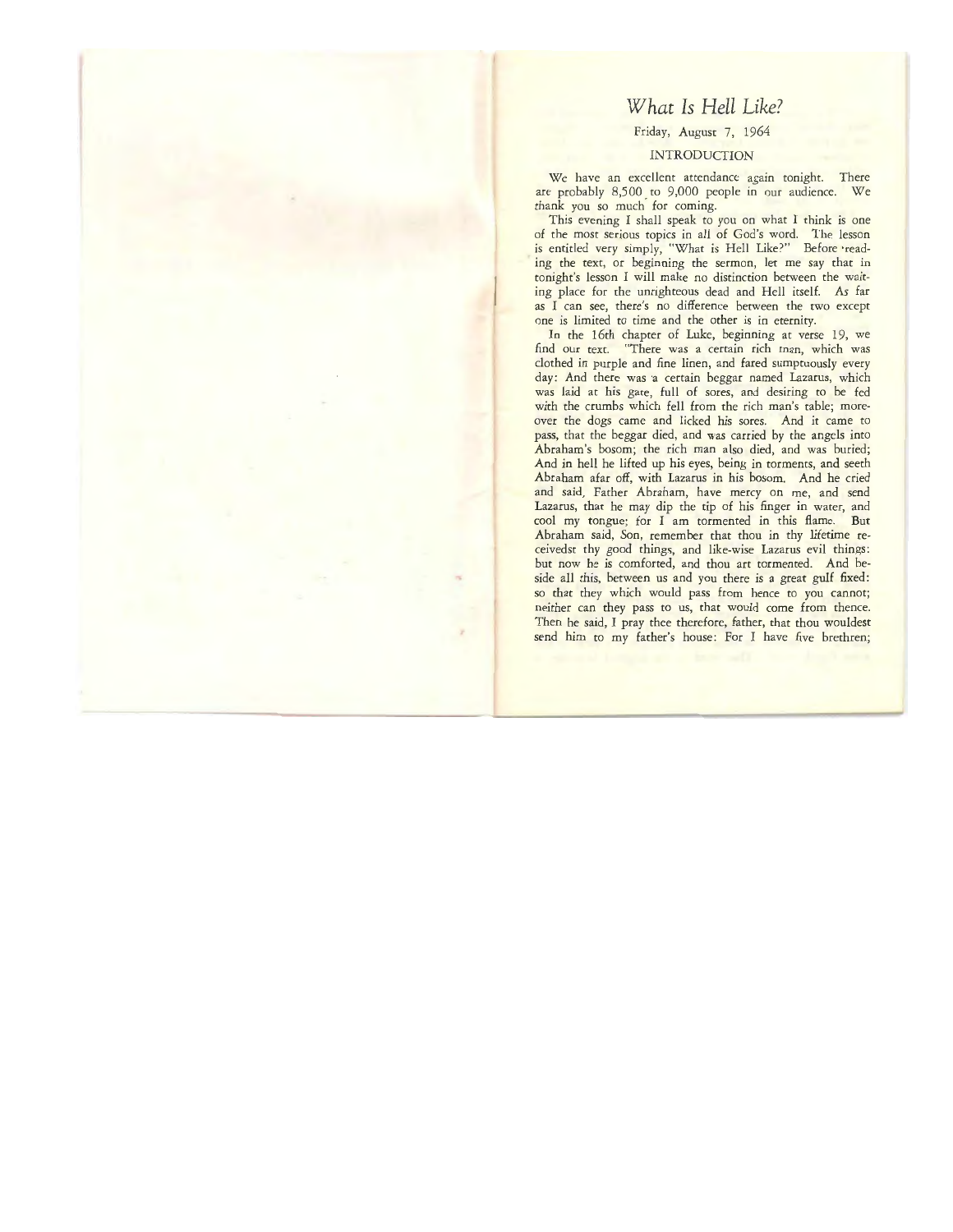# *What Is Hell Like?*

Friday, August 7, 1964

## INTRODUCTION

We have an excellent attendance again tonight. There are probably 8,500 to 9,000 people in our audience. We thank you so much for coming.

This evening I shall speak to you on what I think is one of the most serious topics in all of God's word. The lesson is entitled very simply, "What is Hell Like?" Before reading the text, or beginning the sermon, let me say that in tonight's lesson I will make no distinction between the waiting place for the unrighteous dead and Hell itself. As far as I can see, there's no difference between the two except one is limited to time and the other is in eternity.

In the 16th chapter of Luke, beginning at verse 19, we find our text. "There was a certain rich man, which was clothed in purple and fine linen, and fared sumptuously every day: And there was a certain beggar named Lazarus, which was laid at his gate, full of sores, and desiring to be fed with the crumbs which fell from the rich man's table; moreover the dogs came and licked his sores. And it came to pass, that the beggar died, and was carried by the angels into Abraham's bosom; the rich man also died, and was buried; And in hell he lifted up his eyes, being in torments, and seeth Abraham afar off, with Lazarus in his bosom. And he cried and said, Father Abraham, have mercy on me, and send Lazarus, that he may dip the tip of his finger in water, and cool my tongue; for I am tormented in this flame. But Abraham said, Son, remember that thou in thy lifetime receivedst thy good things, and like-wise Lazarus evil things: but now he is comforted, and thou art tormented. And beside all this, between us and you there is a great gulf fixed: so that they which would pass from hence to you cannot; neither can they pass to us, that would come from thence. Then he said, I pray thee therefore, father, that thou wouldest send him to my father's house: For I have five brethren;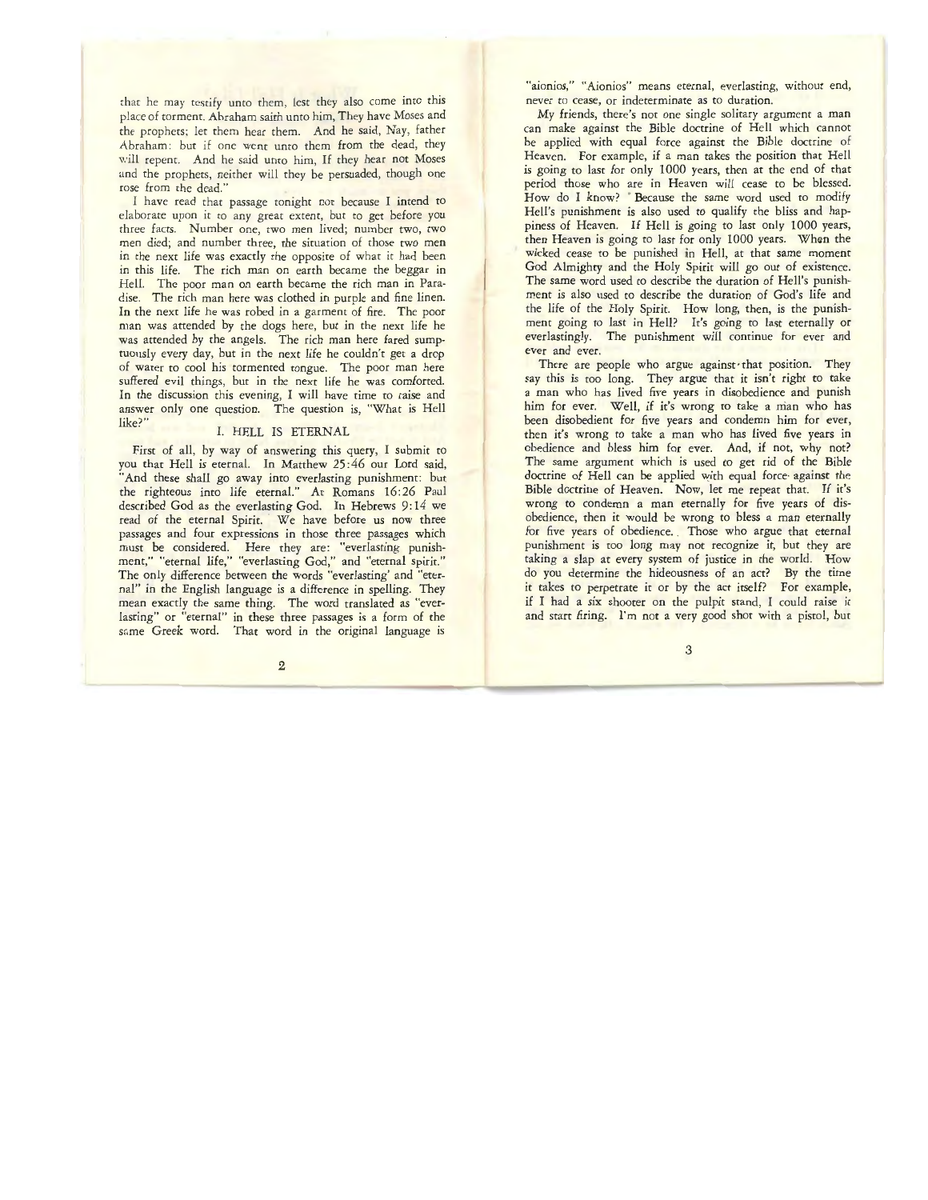that he may testify unto them, lest they also come into this place of torment. Abraham saith unto him, They have Moses and the prophets; let them hear them. And he said, Nay, father Abraham: but if one went unto them from the dead, they will repent. And he said unto him, If they hear not Moses and the prophets, neither will they be persuaded, though one rose from the dead."

I have read that passage tonight not because I intend to elaborate upon it to any great extent, but to get before you three facts. Number one, two men lived; number two, two men died; and number three, the situation of those two men in the next life was exactly the opposite of what it had been in this life. The rich man on earth became the beggar in Hell. The poor man on earth became the rich man in Paradise. The rich man here was clothed in purple and fine linen. In the next life he was robed in a garment of fire. The poor man was attended by the dogs here, but in the next life he was attended by the angels. The rich man here fared sumptuously every day, but in the next life he couldn't get a drop of water to cool his tormented tongue. The poor man here suffered evil things, but in the next life he was comforted. In the discussion this evening, I will have time to raise and answer only one question. The question is, "What is Hell like?"

## I. HELL IS ETERNAL

First of all, by way of answering this query, I submit to you that Hell is eternal. In Matthew 25:46 our Lord said, "And these shall go away into everlasting punishment: but the righteous into life eternal." At Romans 16:26 Paul described God as the everlasting God. In Hebrews 9:14 we read of the eternal Spirit. We have before us now three passages and four expressions in those three passages which must be considered. Here they are: "everlasting punishment," "eternal life," "everlasting God," and "eternal spirit." The only difference between the words "everlasting' and "eternal" in the English language is a difference in spelling. They mean exactly the same thing. The word translated as "everlasting" or "eternal" in these three passages is a form of the same Greek word. That word in the original language is "aionios." "Aionios" means eternal, everlasting, without end, never to cease, or indeterminate as to duration.

My friends, there's not one single solitary argument a man can make against the Bible doctrine of Hell which cannot be applied with equal force against the Bible doctrine of Heaven. For example, if a man takes the position that Hell is going to last for only 1000 years, then at the end of that period those who are in Heaven will cease to be blessed. How do I know? Because the same word used to modify Hell's punishment is also used to qualify the bliss and happiness of Heaven. If Hell is going to last only 1000 years, then Heaven is going to last for only 1000 years. When the wicked cease to be punished in Hell, at that same moment God Almighty and the Holy Spirit will go out of existence. The same word used to describe the duration of Hell's punishment is also used to describe the duration of God's life and the life of the Holy Spirit. How long, then, is the punishment going to last in Hell? It's going to last eternally or everlastingly. The punishment will continue for ever and ever and ever.

There are people who argue against that position. They say this is too long. They argue that it isn't right to take a man who has lived five years in disobedience and punish him for ever. Well, if it's wrong to take a man who has been disobedient for five years and condemn him for ever, then it's wrong to take a man who has lived five years in obedience and bless him for ever. And, if not, why not? The same argument which is used to get rid of the Bible doctrine of Hell can be applied with equal force against the Bible doctrine of Heaven. Now, let me repeat that. If it's wrong to condemn a man eternally for five years of disobedience, then it would be wrong to bless a man eternally for five years of obedience. Those who argue that eternal punishment is too long may not recognize it, but they are taking a slap at every system of justice in the world. How do you determine the hideousness of an act? By the time it takes to perpetrate it or by the act itself? For example, if I had a six shooter on the pulpit stand, I could raise it and start firing. I'm not a very good shot with a pistol, but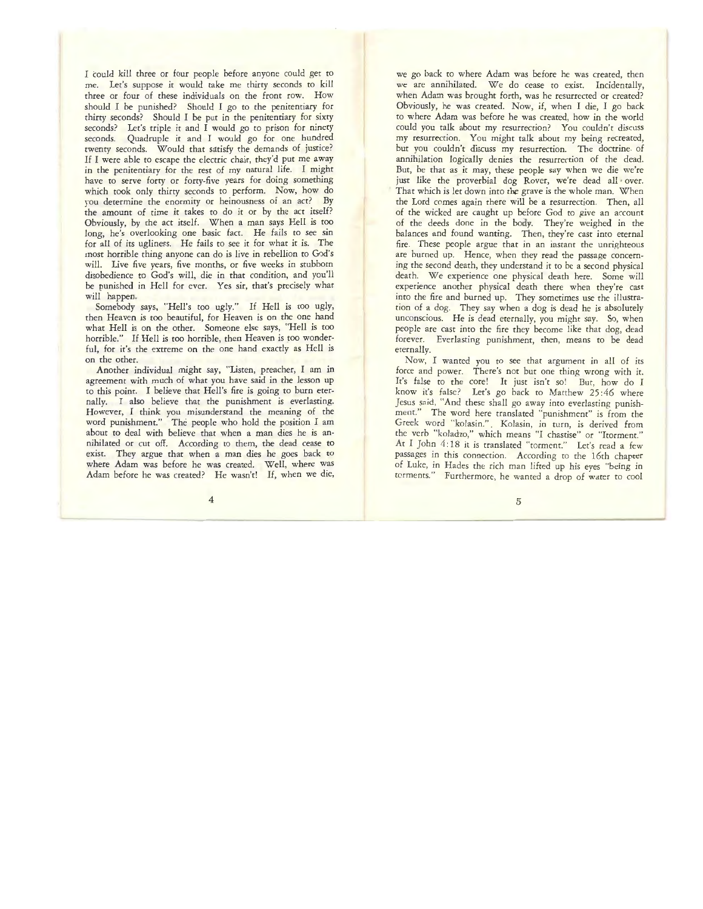I could kill three or four people before anyone could get to me. Let's suppose it would take me thirty seconds to kill three or four of these individuals on the front row. How should I be punished? Should I go to the penitentiary for thirty seconds? Should I be put in the penitentiary for sixty seconds? Let's triple it and I would go to prison for ninety seconds. Quadruple it and I would go for one hundred twenty seconds. Would that satisfy the demands of justice? If I were able to escape the electric chair, they'd put me away in the penitentiary for the rest of my natural life. I might have to serve forty or forty-five years for doing something which took only thirty seconds to perform. Now, how do you determine the enormity or heinousness of an act? By the amount of time it takes to do it or by the act itself? Obviously, by the act itself. When a man says Hell is too long, he's overlooking one basic fact. He fails to see sin for all of its ugliness. He fails to see it for what it is. The most horrible thing anyone can do is live in rebellion to God's will. Live five years, five months, or five weeks in stubborn disobedience to God's will, die in that condition, and you'll be punished in Hell for ever. Yes sir, that's precisely what will happen.

Somebody says, "Hell's too ugly." If Hell is too ugly, then Heaven is too beautiful, for Heaven is on the one hand what Hell is on the other. Someone else says, "Hell is too horrible." If Hell is too horrible, then Heaven is too wonderful, for it's the extreme on the one hand exactly as Hell is on the other.

Another individual might say, "Listen, preacher, I am in agreement with much of what you have said in the lesson up to this point. I believe that Hell's fire is going to burn eternally. I also believe that the punishment is everlasting. However, I think you misunderstand the meaning of the word punishment." The people who hold the position I am about to deal with believe that when a man dies he is annihilated or cut off. According to them, the dead cease to exist. They argue that when a man dies he goes back to where Adam was before he was created. Well, where was Adam before he was created? He wasn't! If, when we die, we go back to where Adam was before he was created, then we are annihilated. We do cease to exist. Incidentally, when Adam was brought forth, was he resurrected or created? Obviously, he was created. Now, if, when I die, I go back to where Adam was before he was created, how in the world could you talk about my resurrection? You couldn't discuss my resurrection. You might talk about my being recreated, but you couldn't discuss my resurrection. The doctrine of annihilation logically denies the resurrection of the dead. But, be that as it may, these people say when we die we're just like the proverbial dog Rover, we're dead all over. That which is let down into the grave is the whole man. When the Lord comes again there will be a resurrection. Then, all of the wicked are caught up before God to give an account of the deeds done in the body. They're weighed in the balances and found wanting. Then, they're cast into eternal fire. These people argue that in an instant the unrighteous are burned up. Hence, when they read the passage concerning the second death, they understand it to be a second physical death. We experience one physical death here. Some will experience another physical death there when they're cast into the fire and burned up. They sometimes use the illustration of a dog. They say when a dog is dead he is absolutely unconscious. He is dead eternally, you might say. So, when people are cast into the fire they become like that dog, dead forever. Everlasting punishment, then, means to be dead eternally.

Now, I wanted you to see that argument in all of its force and power. There's not but one thing wrong with it. It's false to the core! It just isn't so! But, how do I know it's false? Let's go back to Matthew 25:46 where Jesus said, "And these shall go away into everlasting punishment." The word here translated "punishment" is from the Greek word "kolasin.". Kolasin, in turn, is derived from the verb "koladzo," which means "I chastise" or "Itorment." At I John 4:18 it is translated "torment." Let's read a few passages in this connection. According to the 16th chapter of Luke, in Hades the rich man lifted up his eyes "being in torments." Furthermore, he wanted a drop of water to cool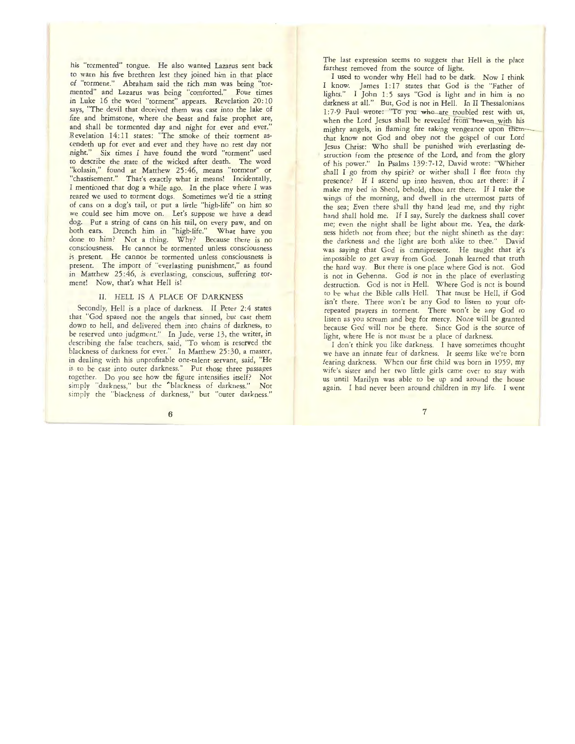his "tormented" tongue. He also wanted Lazarus sent back to warn his five brethren lest they joined him in that place of "torment." Abraham said the rich man was being "tormented" and Lazarus was being "comforted." Four times in Luke 16 the word "torment" appears. Revelation 20:10 says, "The devil that deceived them was cast into the lake of fire and brimstone, where the beast and false prophet are, and shall be tormented day and night for ever and ever." Revelation 14:11 states: "The smoke of their torment ascendeth up for ever and ever and they have no rest day nor night." Six times I have found the word "torment" used to describe the state of the wicked after death. The word "kolasin," found at Matthew 25:46, means "torment" or "chastisement." That's exactly what it means! Incidentally, I mentioned that dog a while ago. In the place where I was reared we used to torment dogs. Sometimes we'd tie a string of cans on a dog's tail, or put a little "high-life" on him so we could see him move on. Let's suppose we have a dead dog. Put a string of cans on his tail, on every paw, and on both ears. Drench him in "high-life." What have you done to him? Not a thing. Why? Because there is no consciousness. He cannot be tormented unless consciousness is present. He cannot be tormented unless consciousness is present. The import of "everlasting punishment," as found in Matthew 25:46, is everlasting, conscious, suffering torment! Now, that's what Hell is!

## II. HELL IS A PLACE OF DARKNESS

Secondly, Hell is a place of darkness. II Peter 2:4 states that "God spared not the angels that sinned, but cast them down to hell, and delivered them into chains of darkness, to be reserved unto judgment." In Jude, verse 13, the writer, in describing the false teachers, said, "To whom is reserved the blackness of darkness for ever." In Matthew 25:30, a master, in dealing with his unprofitable one-talent servant, said, "He is to be cast into outer darkness." Put those three passages together. Do you see how the figure intensifies itself? Not simply "darkness," but the "blackness of darkness." Not simply the "blackness of darkness," but "outer darkness." The last expression seems to suggest that Hell is the place farthest removed from the source of light.

I used to wonder why Hell had to be dark. Now I think I know. James 1:17 states that God is the "Father of lights." I John 1:5 says "God is light and in him is no darkness at all." But, God is not in Hell. In II Thessalonians 1:7-9 Paul wrote: "To you who are troubled rest with us, when the Lord Jesus shall be revealed from heaven with his mighty angels, in flaming fire taking vengeance upon them that know not God and obey not the gospel of our Lord Jesus Christ: Who shall be punished with everlasting destruction from the presence of the Lord, and from the glory of his power." In Psalms 139:7-12, David wrote: "Whither shall I go from thy spirit? or wither shall I flee from thy presence? If I ascend up into heaven, thou art there: if I make my bed in Sheol, behold, thou art there. If I take the wings of the morning, and dwell in the uttermost parts of the sea; Even there shall thy hand lead me, and thy right hand shall hold me. If I say, Surely the darkness shall cover me; even the night shall be light about me. Yea, the darkness hideth not from thee; but the night shineth as the day: the darkness and the light are both alike to thee." David was saying that God is omnipresent. He taught that it's impossible to get away from God. Jonah learned that truth the hard way. But there is one place where God is not. God is not in Gehenna. God is not in the place of everlasting destruction. God is not in Hell. Where God is not is bound to be what the Bible calls Hell. That must be Hell, if God isn't there. There won't be any God to listen to your oft-repeated prayers in torment. There won't be any God to listen as you scream and beg for mercy. None will be granted because God will not be there. Since God is the source of light, where He is not must be a place of darkness.

I don't think you like darkness. I have sometimes thought we have an innate fear of darkness. It seems like we're born fearing darkness. When our first child was born in 1959, my wife's sister and her two little girls came over to stay with us until Marilyn was able to be up and around the house again. I had never been around children in my life. I went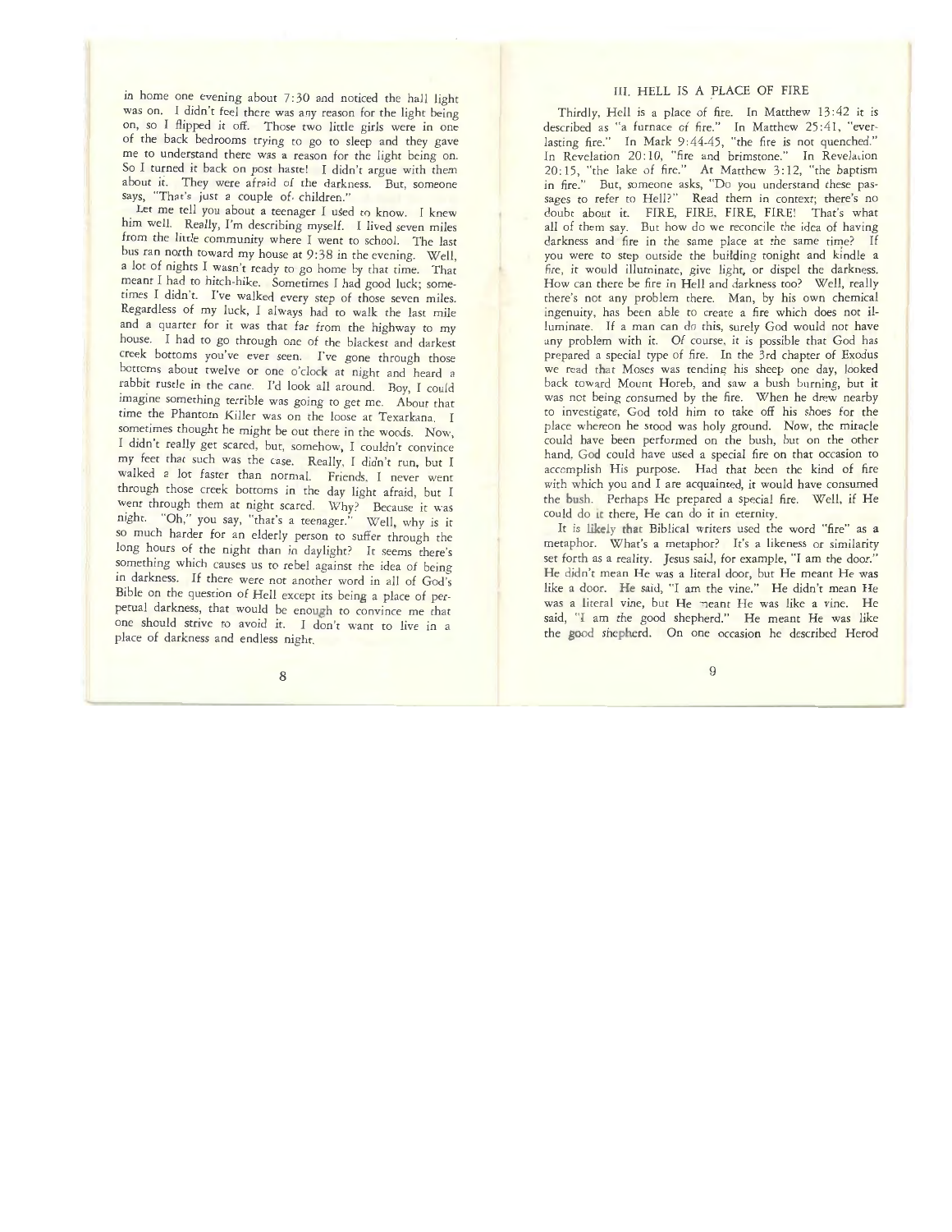in home one evening about 7:30 and noticed the hall light was on. I didn't feel there was any reason for the light being on, so I flipped it off. Those two little girls were in one of the back bedrooms trying to go to sleep and they gave me to understand there was a reason for the light being on. So I turned it back on post haste! I didn't argue with them about it. They were afraid of the darkness. But, someone says, "That's just a couple of children."

Let me tell you about a teenager I used to know. I knew him well. Really, I'm describing myself. I lived seven miles from the little community where I went to school. The last bus ran north toward my house at 9:38 in the evening. Well, a lot of nights I wasn't ready to go home by that time. That meant I had to hitch-hike. Sometimes I had good luck; sometimes I didn't. I've walked every step of those seven miles. Regardless of my luck, I always had to walk the last mile and a quarter for it was that far from the highway to my house. I had to go through one of the blackest and darkest creek bottoms you've ever seen. I've gone through those bottoms about twelve or one o'clock at night and heard a rabbit rustle in the cane. I'd look all around. Boy, I could imagine something terrible was going to get me. About that time the Phantom Killer was on the loose at Texarkana. I sometimes thought he might be out there in the woods. Now, I didn't really get scared, but, somehow, I couldn't convince my feet that such was the case. Really, I didn't run, but I walked a lot faster than normal. Friends, I never went through those creek bottoms in the day light afraid, but I went through them at night scared. Why? Because it was night. "Oh," you say, "that's a teenager." Well, why is it so much harder for an elderly person to suffer through the long hours of the night than in daylight? It seems there's something which causes us to rebel against the idea of being in darkness. If there were not another word in all of God's Bible on the question of Hell except its being a place of perpetual darkness, that would be enough to convince me that one should strive to avoid it. I don't want to live in a place of darkness and endless night.

## III. HELL IS A PLACE OF FIRE

Thirdly, Hell is a place of fire. In Matthew 13:42 it is described as "a furnace of fire." In Matthew 25:41, "everlasting fire." In Mark 9:44-45, "the fire is not quenched." In Revelation 20:10, "fire and brimstone." In Revelation 20:15, "the lake of fire." At Matthew 3:12, "the baptism in fire." But, someone asks, "Do you understand these passages to refer to Hell?" Read them in context; there's no doubt about it. FIRE, FIRE, FIRE, FIRE! That's what all of them say. But how do we reconcile the idea of having darkness and fire in the same place at the same time? If you were to step outside the building tonight and kindle a fire, it would illuminate, give light, or dispel the darkness. How can there be fire in Hell and darkness too? Well, really there's not any problem there. Man, by his own chemical ingenuity, has been able to create a fire which does not illuminate. If a man can do this, surely God would not have any problem with it. Of course, it is possible that God has prepared a special type of fire. In the 3rd chapter of Exodus we read that Moses was tending his sheep one day, looked back toward Mount Horeb, and saw a bush burning, but it was not being consumed by the fire. When he drew nearby to investigate, God told him to take off his shoes for the place whereon he stood was holy ground. Now, the miracle could have been performed on the bush, but on the other hand, God could have used a special fire on that occasion to accomplish His purpose. Had that been the kind of fire with which you and I are acquainted, it would have consumed the bush. Perhaps He prepared a special fire. Well, if He could do it there, He can do it in eternity.

It is likely that Biblical writers used the word "fire" as a metaphor. What's a metaphor? It's a likeness or similarity set forth as a reality. Jesus said, for example, "I am the door." He didn't mean He was a literal door, but He meant He was like a door. He said, "I am the vine." He didn't mean He was a literal vine, but He meant He was like a vine. He said, "I am the good shepherd." He meant He was like the good shepherd. On one occasion he described Herod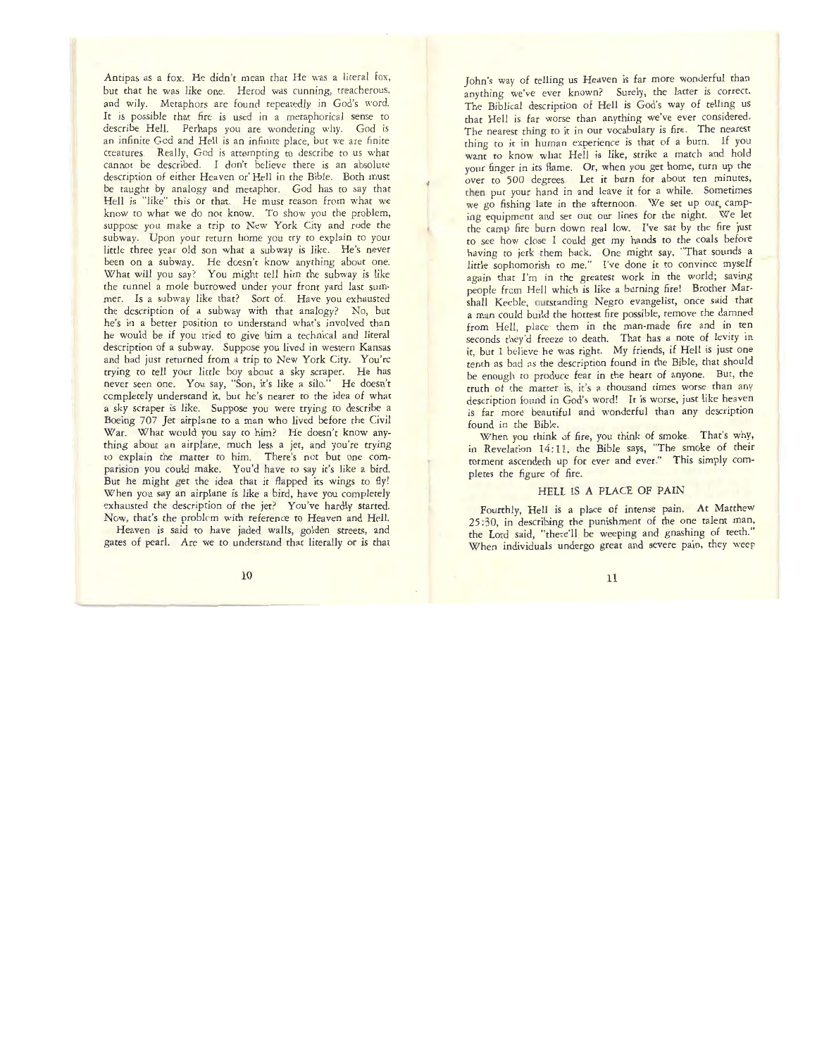Antipas as a fox. He didn't mean that He was a literal fox, but that he was like one. Herod was cunning, treacherous, and wily. Metaphors are found repeatedly in God's word. It is possible that fire is used in a metaphorical sense to describe Hell. Perhaps you are wondering why. God is an infinite God and Hell is an infinite place, but we are finite creatures. Really, God is attempting to describe to us what cannot be described. I don't believe there is an absolute description of either Heaven or Hell in the Bible. Both must be taught by analogy and metaphor. God has to say that Hell is "like" this or that. He must reason from what we know to what we do not know. To show you the problem, suppose you make a trip to New York City and rode the subway. Upon your return home you try to explain to your little three year old son what a subway is like. He's never been on a subway. He doesn't know anything about one. What will you say? You might tell him the subway is like the tunnel a mole burrowed under your front yard last summer. Is a subway like that? Sort of. Have you exhausted the description of a subway with that analogy? No, but he's in a better position to understand what's involved than he would be if you tried to give him a technical and literal description of a subway. Suppose you lived in western Kansas and had just returned from a trip to New York City. You're trying to tell your little boy about a sky scraper. He has never seen one. You say, "Son, it's like a silo." He doesn't completely understand it, but he's nearer to the idea of what a sky scraper is like. Suppose you were trying to describe a Boeing 707 Jet airplane to a man who lived before the Civil War. What would you say to him? He doesn't know anything about an airplane, much less a jet, and you're trying to explain the matter to him. There's not but one comparision you could make. You'd have to say it's like a bird. But he might get the idea that it flapped its wings to fly! When you say an airplane is like a bird, have you completely exhausted the description of the jet? You've hardly started. Now, that's the problem with reference to Heaven and Hell.

Heaven is said to have jaded walls, golden streets, and gates of pearl. Are we to understand that literally or is that John's way of telling us Heaven is far more wonderful than anything we've ever known? Surely, the latter is correct. The Biblical description of Hell is God's way of telling us that Hell is far worse than anything we've ever considered. The nearest thing to it in our vocabulary is fire. The nearest thing to it in human experience is that of a burn. If you want to know what Hell is like, strike a match and hold your finger in its flame. Or, when you get home, turn up the oven to 500 degrees. Let it burn for about ten minutes, then put your hand in and leave it for a while. Sometimes we go fishing late in the afternoon. We set up our camping equipment and set out our lines for the night. We let the camp fire burn down real low. I've sat by the fire just to see how close I could get my hands to the coals before having to jerk them back. One might say, "That sounds a little sophomorish to me." I've done it to convince myself again that I'm in the greatest work in the world; saving people from Hell which is like a burning fire! Brother Marshall Keeble, outstanding Negro evangelist, once said that a man could build the hottest fire possible, remove the damned from Hell, place them in the man-made fire and in ten seconds they'd freeze to death. That has a note of levity in it, but I believe he was right. My friends, if Hell is just one tenth as bad as the description found in the Bible, that should be enough to produce fear in the heart of anyone. But, the truth of the matter is, it's a thousand times worse than any description found in God's word! It is worse, just like heaven is far more beautiful and wonderful than any description found in the Bible.

When you think of fire, you think of smoke. That's why, in Revelation 14:11, the Bible says, "The smoke of their torment ascendeth up for ever and ever." This simply completes the figure of fire.

## HELL IS A PLACE OF PAIN

Fourthly, Hell is a place of intense pain. At Matthew 25:30, in describing the punishment of the one talent man, the Lord said, "there'll be weeping and gnashing of teeth." When individuals undergo great and severe pain, they weep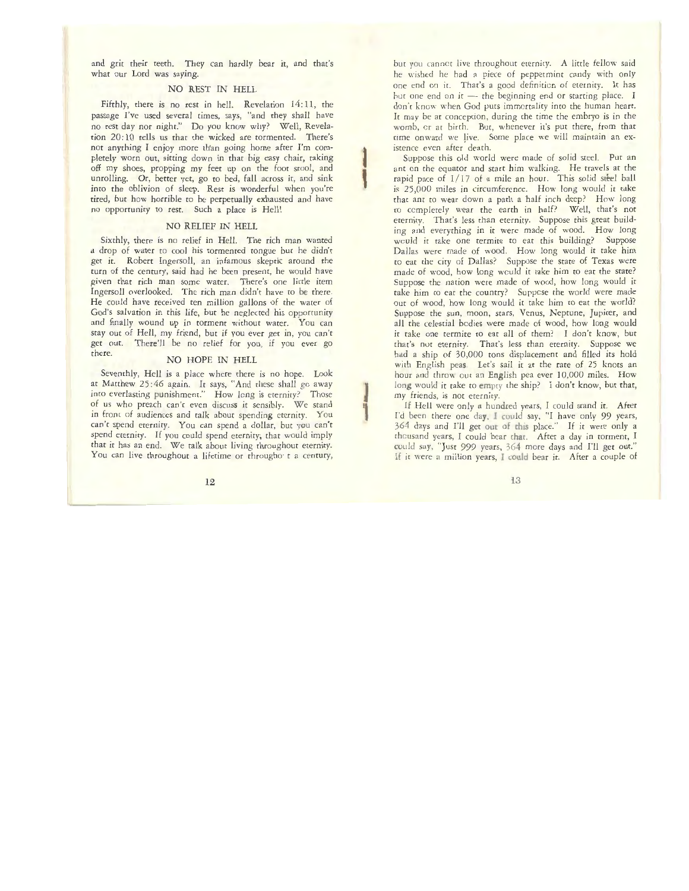and grit their teeth. They can hardly bear it, and that's what our Lord was saying.

## NO REST IN HELL

Fifthly, there is no rest in hell. Revelation 14:11, the passage I've used several times, says, "and they shall have no rest day nor night." Do you know why? Well, Revelation 20:10 tells us that the wicked are tormented. There's not anything I enjoy more than going home after I'm completely worn out, sitting down in that big easy chair, taking off my shoes, propping my feet up on the foot stool, and unrolling. Or, better yet, go to bed, fall across it, and sink into the oblivion of sleep. Rest is wonderful when you're tired, but how horrible to be perpetually exhausted and have no opportunity to rest. Such a place is Hell!

## NO RELIEF IN HELL

Sixthly, there is no relief in Hell. The rich man wanted a drop of water to cool his tormented tongue but he didn't get it. Robert Ingersoll, an infamous skeptic around the turn of the century, said had he been present, he would have given that rich man some water. There's one little item Ingersoll overlooked. The rich man didn't have to be there. He could have received ten million gallons of the water of God's salvation in this life, but he neglected his opportunity and finally wound up in torment without water. You can stay out of Hell, my friend, but if you ever get in, you can't get out. There'll be no relief for you, if you ever go there.

## NO HOPE IN HELL

Seventhly, Hell is a place where there is no hope. Look at Matthew 25:46 again. It says, "And these shall go away into everlasting punishment." How long is eternity? Those of us who preach can't even discuss it sensibly. We stand in front of audiences and talk about spending eternity. You can't spend eternity. You can spend a dollar, but you can't spend eternity. If you could spend eternity, that would imply that it has an end. We talk about living throughout eternity. You can live throughout a lifetime or througho t a century, but you cannot live throughout eternity. A little fellow said he wished he had a piece of peppermint candy with only one end on it. That's a good definition of eternity. It has but one end on it — the beginning end or starting place. I don't know when God puts immortality into the human heart. It may be at conception, during the time the embryo is in the womb, or at birth. But, whenever it's put there, from that time onward we live. Some place we will maintain an existence even after death.

Suppose this old world were made of solid steel. Put an ant on the equator and start him walking. He travels at the rapid pace of 1/17 of a mile an hour. This solid steel ball is 25,000 miles in circumference. How long would it take that ant to wear down a path a half inch deep? How long to completely wear the earth in half? Well, that's not eternity. That's less than eternity. Suppose this great building and everything in it were made of wood. How long would it take one termite to eat this building? Suppose Dallas were made of wood. How long would it take him to eat the city of Dallas? Suppose the state of Texas were made of wood, how long would it take him to eat the state? Suppose the nation were made of wood, how long would it take him to eat the country? Suppose the world were made out of wood, how long would it take him to eat the world? Suppose the sun, moon, stars, Venus, Neptune, Jupiter, and all the celestial bodies were made of wood, how long would it take one termite to eat all of them? I don't know, but that's not eternity. That's less than eternity. Suppose we had a ship of 30,000 tons displacement and filled its hold with English peas. Let's sail it at the rate of 25 knots an hour and throw out an English pea ever 10,000 miles. How long would it take to empty the ship? I don't know, but that, my friends, is not eternity.

If Hell were only a hundred years, I could stand it. After I'd been there one day, I could say, "I have only 99 years, 364 days and I'll get out of this place." If it were only a thousand years, I could bear that. After a day in torment, I could say, "Just 999 years, 364 more days and I'll get out." If it were a million years, I could bear it. After a couple of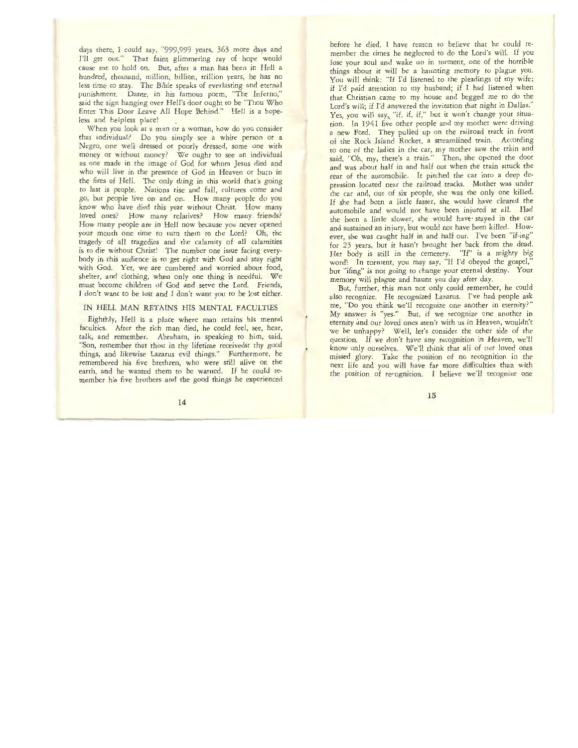days there, I could say, "999,999 years, 363 more days and I'll get out." That faint glimmering ray of hope would cause me to hold on. But, after a man has been in Hell a hundred, thousand, million, billion, trillion years, he has no less time to stay. The Bible speaks of everlasting and eternal punishment. Dante, in his famous poem, "The Inferno," said the sign hanging over Hell's door ought to be "Thou Who Enter This Door Leave All Hope Behind." Hell is a hopeless and helpless place!

When you look at a man or a woman, how do you consider that individual? Do you simply see a white person or a Negro, one well dressed or poorly dressed, some one with money or without money? We ought to see an individual as one made in the image of God for whom Jesus died and who will live in the presence of God in Heaven or burn in the fires of Hell. The only thing in this world that's going to last is people. Nations rise and fall, cultures come and go, but people live on and on. How many people do you know who have died this year without Christ. How many loved ones? How many relatives? How many friends? How many people are in Hell now because you never opened your mouth one time to turn them to the Lord? Oh, the tragedy of all tragedies and the calamity of all calamities is to die without Christ! The number one issue facing everybody in this audience is to get right with God and stay right with God. Yet, we are cumbered and worried about food, shelter, and clothing, when only one thing is needful. We must become children of God and serve the Lord. Friends, I don't want to be lost and I don't want you to be lost either.

## IN HELL MAN RETAINS HIS MENTAL FACULTIES

Eighthly, Hell is a place where man retains his mental faculties. After the rich man died, he could feel, see, hear, talk, and remember. Abraham, in speaking to him, said, "Son, remember that thou in thy lifetime receivedst thy good things, and likewise Lazarus evil things." Furthermore, he remembered his five brethren, who were still alive on the earth, and he wanted them to be warned. If he could remember his five brothers and the good things he experienced before he died, I have reason to believe that he could remember the times he neglected to do the Lord's will. If you lose your soul and wake up in torment, one of the horrible things about it will be a haunting memory to plague you. You will think: "If I'd listened to the pleadings of my wife; if I'd paid attention to my husband; if I had listened when that Christian came to my house and begged me to do the Lord's will; if I'd answered the invitation that night in Dallas." Yes, you will say, "if, if, if," but it won't change your situation. In 1941 five other people and my mother were driving a new Ford. They pulled up on the railroad track in front of the Rock Island Rocket, a streamlined train. According to one of the ladies in the car, my mother saw the train and said, "Oh, my, there's a train." Then, she opened the door and was about half in and half out when the train struck the rear of the automobile. It pitched the car into a deep depression located near the railroad tracks. Mother was under the car and, out of six people, she was the only one killed. If she had been a little faster, she would have cleared the automobile and would not have been injured at all. Had she been a little slower, she would have stayed in the car and sustained an injury, but would not have been killed. However, she was caught half in and half out. I've been "if-ing" for 23 years, but it hasn't brought her back from the dead. Her body is still in the cemetery. "If" is a mighty big word! In torment, you may say, "If I'd obeyed the gospel," but "ifing" is not going to change your eternal destiny. Your memory will plague and haunt you day after day.

But, further, this man not only could remember, he could also recognize. He recognized Lazarus. I've had people ask me, "Do you think we'll recognize one another in eternity?" My answer is "yes." But, if we recognize one another in eternity and our loved ones aren't with us in Heaven, wouldn't we be unhappy? Well, let's consider the other side of the question. If we don't have any recognition in Heaven, we'll know only ourselves. We'll think that all of our loved ones missed glory. Take the position of no recognition in the next life and you will have far more difficulties than with the position of recognition. I believe we'll recognize one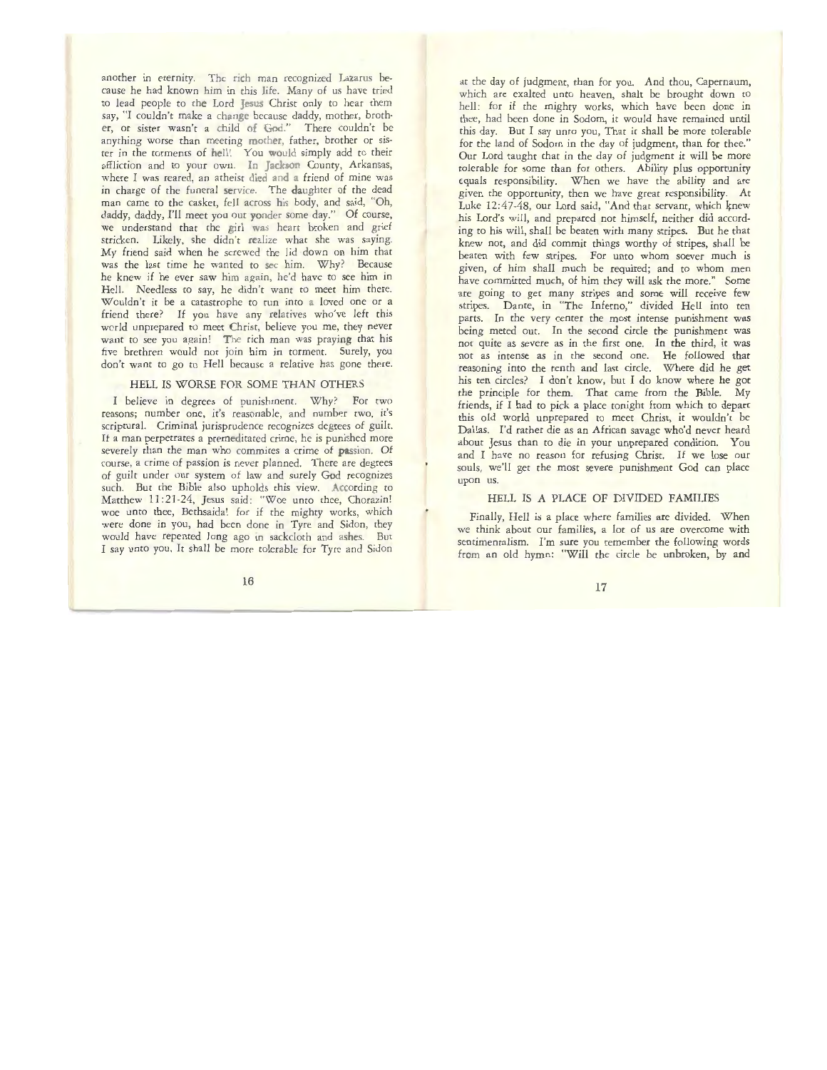another in eternity. The rich man recognized Lazarus because he had known him in this life. Many of us have tried to lead people to the Lord Jesus Christ only to hear them say, "I couldn't make a change because daddy, mother, brother, or sister wasn't a child of God." There couldn't be anything worse than meeting mother, father, brother or sister in the torments of hell! You would simply add to their affliction and to your own. In Jackson County, Arkansas, where I was reared, an atheist died and a friend of mine was in charge of the funeral service. The daughter of the dead man came to the casket, fell across his body, and said, "Oh, daddy, daddy, I'll meet you out yonder some day." Of course, we understand that the girl was heart broken and grief stricken. Likely, she didn't realize what she was saying. My friend said when he screwed the lid down on him that was the last time he wanted to see him. Why? Because he knew if he ever saw him again, he'd have to see him in Hell. Needless to say, he didn't want to meet him there. Wouldn't it be a catastrophe to run into a loved one or a friend there? If you have any relatives who've left this world unprepared to meet Christ, believe you me, they never want to see you again! The rich man was praying that his five brethren would not join him in torment. Surely, you don't want to go to Hell because a relative has gone there.

## HELL IS WORSE FOR SOME THAN OTHERS

I believe in degrees of punishment. Why? For two reasons; number one, it's reasonable, and number two, it's scriptural. Criminal jurisprudence recognizes degrees of guilt. If a man perpetrates a premeditated crime, he is punished more severely than the man who commites a crime of passion. Of course, a crime of passion is never planned. There are degrees of guilt under our system of law and surely God recognizes such. But the Bible also upholds this view. According to Matthew 11:21-24, Jesus said: "Woe unto thee, Chorazin! woe unto thee, Bethsaida! for if the mighty works, which were done in you, had been done in Tyre and Sidon, they would have repented long ago in sackcloth and ashes. But I say unto you, It shall be more tolerable for Tyre and Sidon at the day of judgment, than for you. And thou, Capernaum, which are exalted unto heaven, shalt be brought down to hell: for if the mighty works, which have been done in thee, had been done in Sodom, it would have remained until this day. But I say unto you, That it shall be more tolerable for the land of Sodom in the day of judgment, than for thee." Our Lord taught that in the day of judgment it will be more tolerable for some than for others. Ability plus opportunity equals responsibility. When we have the ability and are given the opportunity, then we have great responsibility. At Luke 12:47-48, our Lord said, "And that servant, which knew his Lord's will, and prepared not himself, neither did according to his will, shall be beaten with many stripes. But he that knew not, and did commit things worthy of stripes, shall be beaten with few stripes. For unto whom soever much is given, of him shall much be required; and to whom men have committed much, of him they will ask the more." Some are going to get many stripes and some will receive few stripes. Dante, in "The Inferno," divided Hell into ten parts. In the very center the most intense punishment was being meted out. In the second circle the punishment was not quite as severe as in the first one. In the third, it was not as intense as in the second one. He followed that reasoning into the tenth and last circle. Where did he get his ten circles? I don't know, but I do know where he got the principle for them. That came from the Bible. My friends, if I had to pick a place tonight from which to depart this old world unprepared to meet Christ, it wouldn't be Dallas. I'd rather die as an African savage who'd never heard about Jesus than to die in your unprepared condition. You and I have no reason for refusing Christ. If we lose our souls, we'll get the most severe punishment God can place upon us.

## HELL IS A PLACE OF DIVIDED FAMILIES

Finally, Hell is a place where families are divided. When we think about our families, a lot of us are overcome with sentimentalism. I'm sure you remember the following words from an old hymn: "Will the circle be unbroken, by and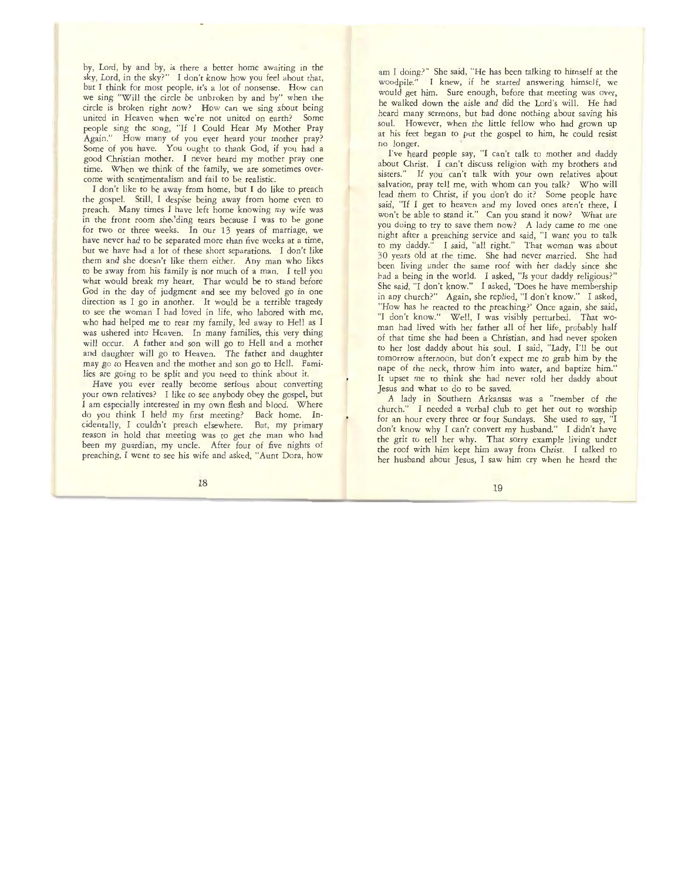by, Lord, by and by, is there a better home awaiting in the sky, Lord, in the sky?" I don't know how you feel about that, but I think for most people, it's a lot of nonsense. How can we sing "Will the circle be unbroken by and by" when the circle is broken right now? How can we sing about being united in Heaven when we're not united on earth? Some people sing the song, "If I Could Hear My Mother Pray Again." How many of you ever heard your mother pray? Some of you have. You ought to thank God, if you had a good Christian mother. I never heard my mother pray one time. When we think of the family, we are sometimes overcome with sentimentalism and fail to be realistic.

I don't like to be away from home, but I do like to preach the gospel. Still, I despise being away from home even to preach. Many times I have left home knowing my wife was in the front room shedding tears because I was to be gone for two or three weeks. In our 13 years of marriage, we have never had to be separated more than five weeks at a time, but we have had a lot of these short separations. I don't like them and she doesn't like them either. Any man who likes to be away from his family is not much of a man. I tell you what would break my heart. That would be to stand before God in the day of judgment and see my beloved go in one direction as I go in another. It would be a terrible tragedy to see the woman I had loved in life, who labored with me, who had helped me to rear my family, led away to Hell as I was ushered into Heaven. In many families, this very thing will occur. A father and son will go to Hell and a mother and daughter will go to Heaven. The father and daughter may go to Heaven and the mother and son go to Hell. Families are going to be split and you need to think about it.

Have you ever really become serious about converting your own relatives? I like to see anybody obey the gospel, but I am especially interested in my own flesh and blood. Where do you think I held my first meeting? Back home. Incidentally, I couldn't preach elsewhere. But, my primary reason in hold that meeting was to get the man who had been my guardian, my uncle. After four of five nights of preaching, I went to see his wife and asked, "Aunt Dora, how am I doing?" She said, "He has been talking to himself at the woodpile." I knew, if he started answering himself, we would get him. Sure enough, before that meeting was over, he walked down the aisle and did the Lord's will. He had heard many sermons, but had done nothing about saving his soul. However, when the little fellow who had grown up at his feet began to put the gospel to him, he could resist no longer.

I've heard people say, "I can't talk to mother and daddy about Christ. I can't discuss religion with my brothers and sisters." If you can't talk with your own relatives about salvation, pray tell me, with whom can you talk? Who will lead them to Christ, if you don't do it? Some people have said, "If I get to heaven and my loved ones aren't there, I won't be able to stand it." Can you stand it now? What are you doing to try to save them now? A lady came to me one night after a preaching service and said, "I want you to talk to my daddy." I said, "all right." That woman was about 30 years old at the time. She had never married. She had been living under the same roof with her daddy since she had a being in the world. I asked, "Is your daddy religious?" She said, "I don't know." I asked, "Does he have membership in any church?" Again, she replied, "I don't know." I asked, "How has he reacted to the preaching?' Once again, she said, "I don't know." Well, I was visibly perturbed. That woman had lived with her father all of her life, probably half of that time she had been a Christian, and had never spoken to her lost daddy about his soul. I said, "Lady, I'll be out tomorrow afternoon, but don't expect me to grab him by the nape of the neck, throw him into water, and baptize him." It upset me to think she had never told her daddy about Jesus and what to do to be saved.

A lady in Southern Arkansas was a "member of the church." I needed a verbal club to get her out to worship for an hour every three or four Sundays. She used to say, "I don't know why I can't convert my husband." I didn't have the grit to tell her why. That sorry example living under the roof with him kept him away from Christ. I talked to her husband about Jesus, I saw him cry when he heard the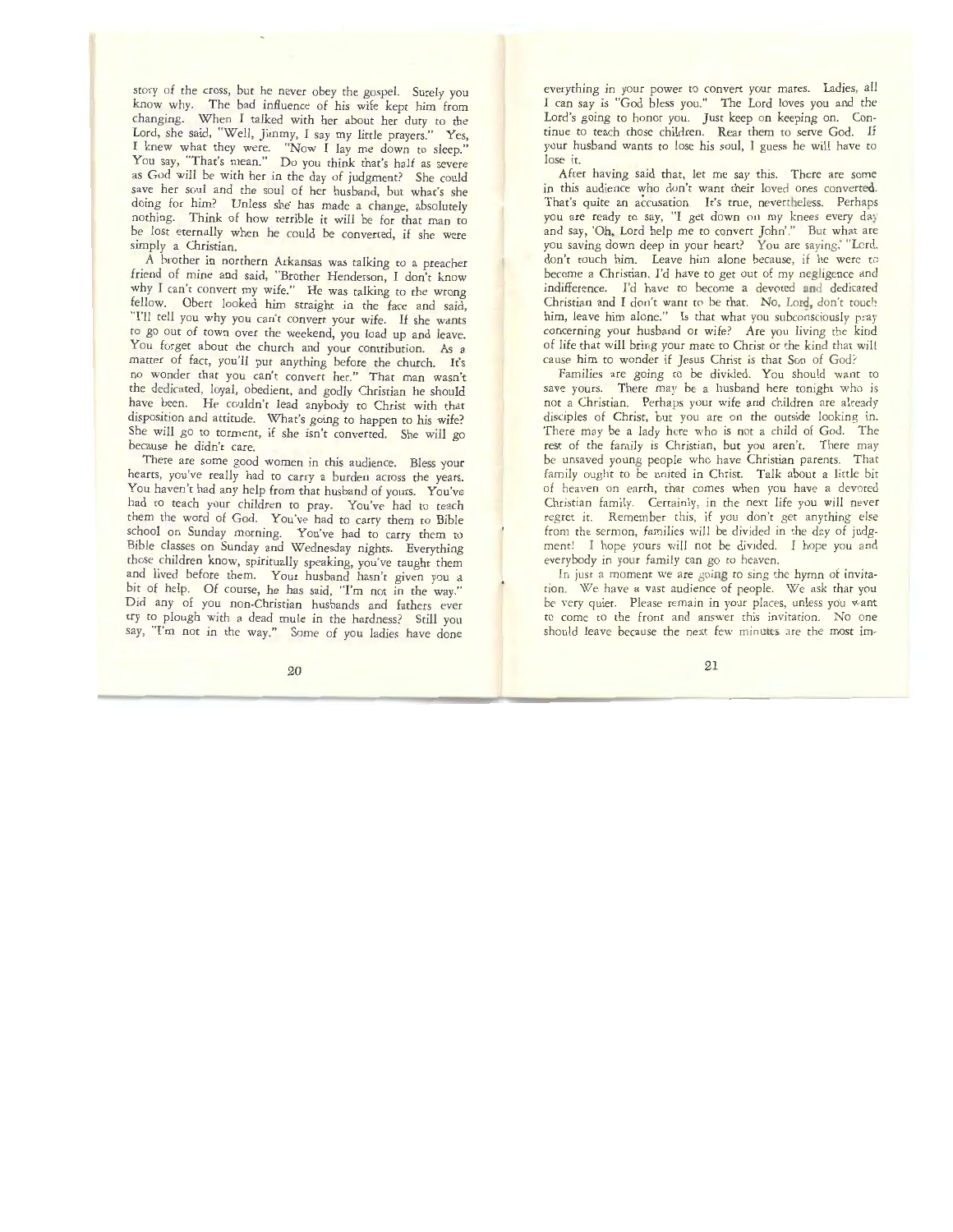story of the cross, but he never obey the gospel. Surely you know why. The bad influence of his wife kept him from changing. When I talked with her about her duty to the Lord, she said, "Well, Jimmy, I say my little prayers." Yes, I knew what they were. "Now I lay me down to sleep." You say, "That's mean." Do you think that's half as severe as God will be with her in the day of judgment? She could save her soul and the soul of her husband, but what's she doing for him? Unless she has made a change, absolutely nothing. Think of how terrible it will be for that man to be lost eternally when he could be converted, if she were simply a Christian.

A brother in northern Arkansas was talking to a preacher friend of mine and said, "Brother Henderson, I don't know why I can't convert my wife." He was talking to the wrong fellow. Obert looked him straight in the face and said, "I'll tell you why you can't convert your wife. If she wants to go out of town over the weekend, you load up and leave. You forget about the church and your contribution. As a matter of fact, you'll put anything before the church. It's no wonder that you can't convert her." That man wasn't the dedicated, loyal, obedient, and godly Christian he should have been. He couldn't lead anybody to Christ with that disposition and attitude. What's going to happen to his wife? She will go to torment, if she isn't converted. She will go because he didn't care.

There are some good women in this audience. Bless your hearts, you've really had to carry a burden across the years. You haven't had any help from that husband of yours. You've had to teach your children to pray. You've had to teach them the word of God. You've had to carry them to Bible school on Sunday morning. You've had to carry them to Bible classes on Sunday and Wednesday nights. Everything those children know, spiritually speaking, you've taught them and lived before them. Your husband hasn't given you a bit of help. Of course, he has said, "I'm not in the way." Did any of you non-Christian husbands and fathers ever try to plough with a dead mule in the hardness? Still you say, "I'm not in the way." Some of you ladies have done everything in your power to convert your mates. Ladies, all I can say is "God bless you." The Lord loves you and the Lord's going to honor you. Just keep on keeping on. Continue to teach those children. Rear them to serve God. If your husband wants to lose his soul, I guess he will have to lose it.

After having said that, let me say this. There are some in this audience who don't want their loved ones converted. That's quite an accusation. It's true, nevertheless. Perhaps you are ready to say, "I get down on my knees every day and say, 'Oh, Lord help me to convert John'." But what are you saying down deep in your heart? You are saying, "Lord, don't touch him. Leave him alone because, if he were to become a Christian, I'd have to get out of my negligence and indifference. I'd have to become a devoted and dedicated Christian and I don't want to be that. No, Lord, don't touch him, leave him alone." Is that what you subconsciously pray concerning your husband or wife? Are you living the kind of life that will bring your mate to Christ or the kind that will cause him to wonder if Jesus Christ is that Son of God?

Families are going to be divided. You should want to save yours. There may be a husband here tonight who is not a Christian. Perhaps your wife and children are already disciples of Christ, but you are on the outside looking in. There may be a lady here who is not a child of God. The rest of the family is Christian, but you aren't. There may be unsaved young people who have Christian parents. That family ought to be united in Christ. Talk about a little bit of heaven on earth, that comes when you have a devoted Christian family. Certainly, in the next life you will never regret it. Remember this, if you don't get anything else from the sermon, families will be divided in the day of judgment! I hope yours will not be divided. I hope you and everybody in your family can go to heaven.

In just a moment we are going to sing the hymn of invitation. We have a vast audience of people. We ask that you be very quiet. Please remain in your places, unless you want to come to the front and answer this invitation. No one should leave because the next few minutes are the most im-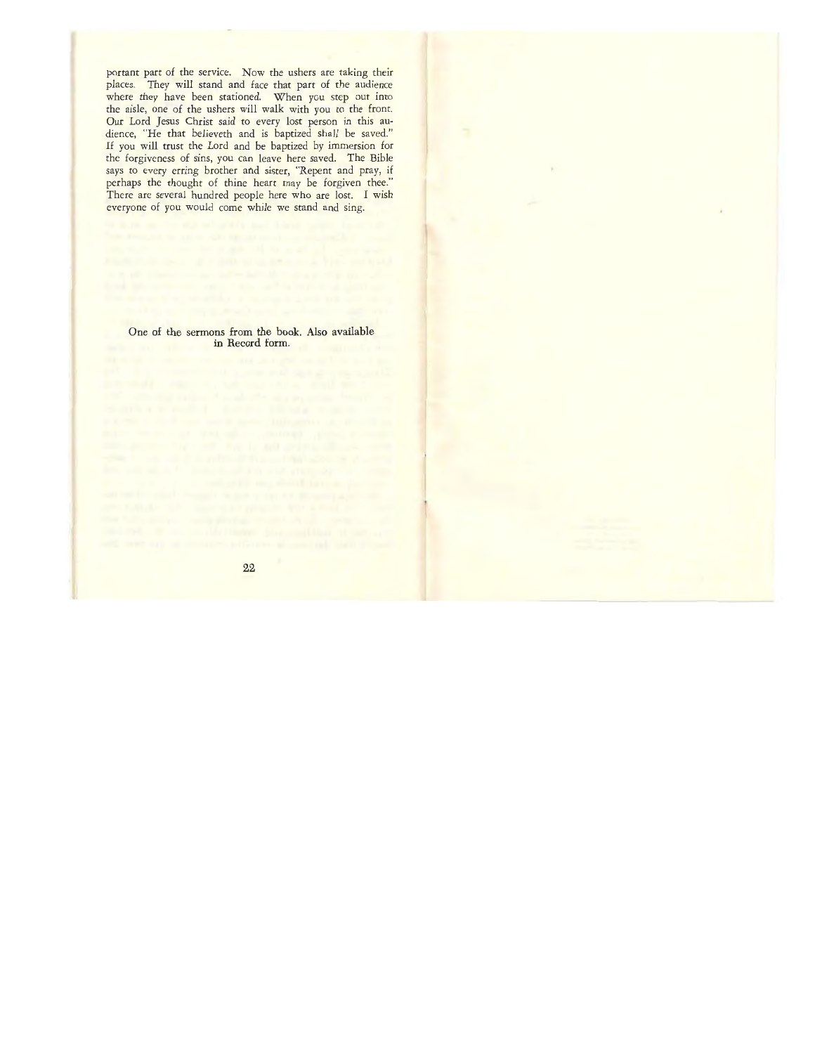portant part of the service. Now the ushers are taking their places. They will stand and face that part of the audience where they have been stationed. When you step out into the aisle, one of the ushers will walk with you to the front. Our Lord Jesus Christ said to every lost person in this audience, "He that believeth and is baptized shall be saved." If you will trust the Lord and be baptized by immersion for the forgiveness of sins, you can leave here saved. The Bible says to every erring brother and sister, "Repent and pray, if perhaps the thought of thine heart may be forgiven thee." There are several hundred people here who are lost. I wish everyone of you would come while we stand and sing.

One of the sermons from the book. Also available in Record form.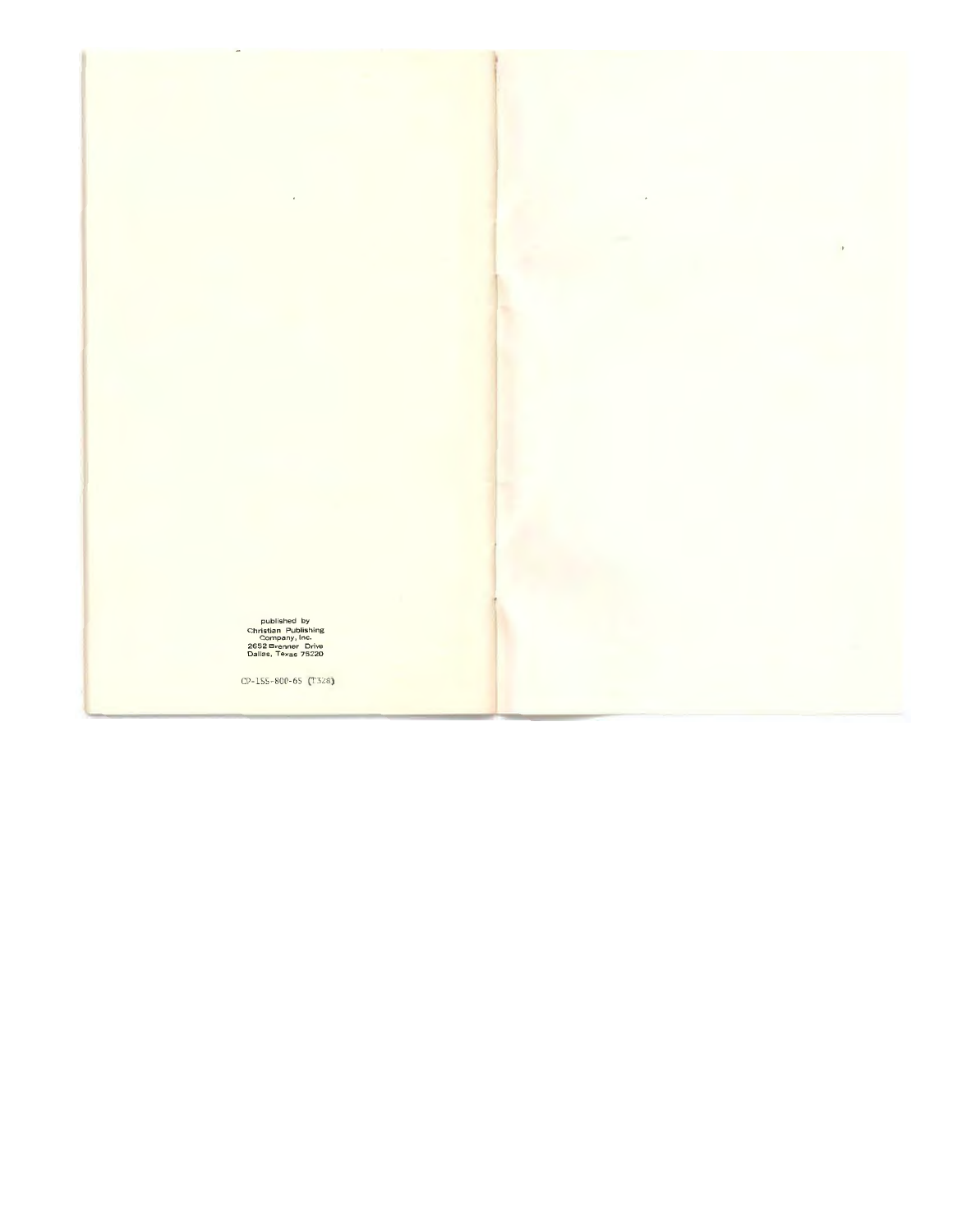published by
Christian Publishing
Company, Inc.
2652 Brenner Drive
Dallas, Texas 75220

CP-155-800-65 (T328)